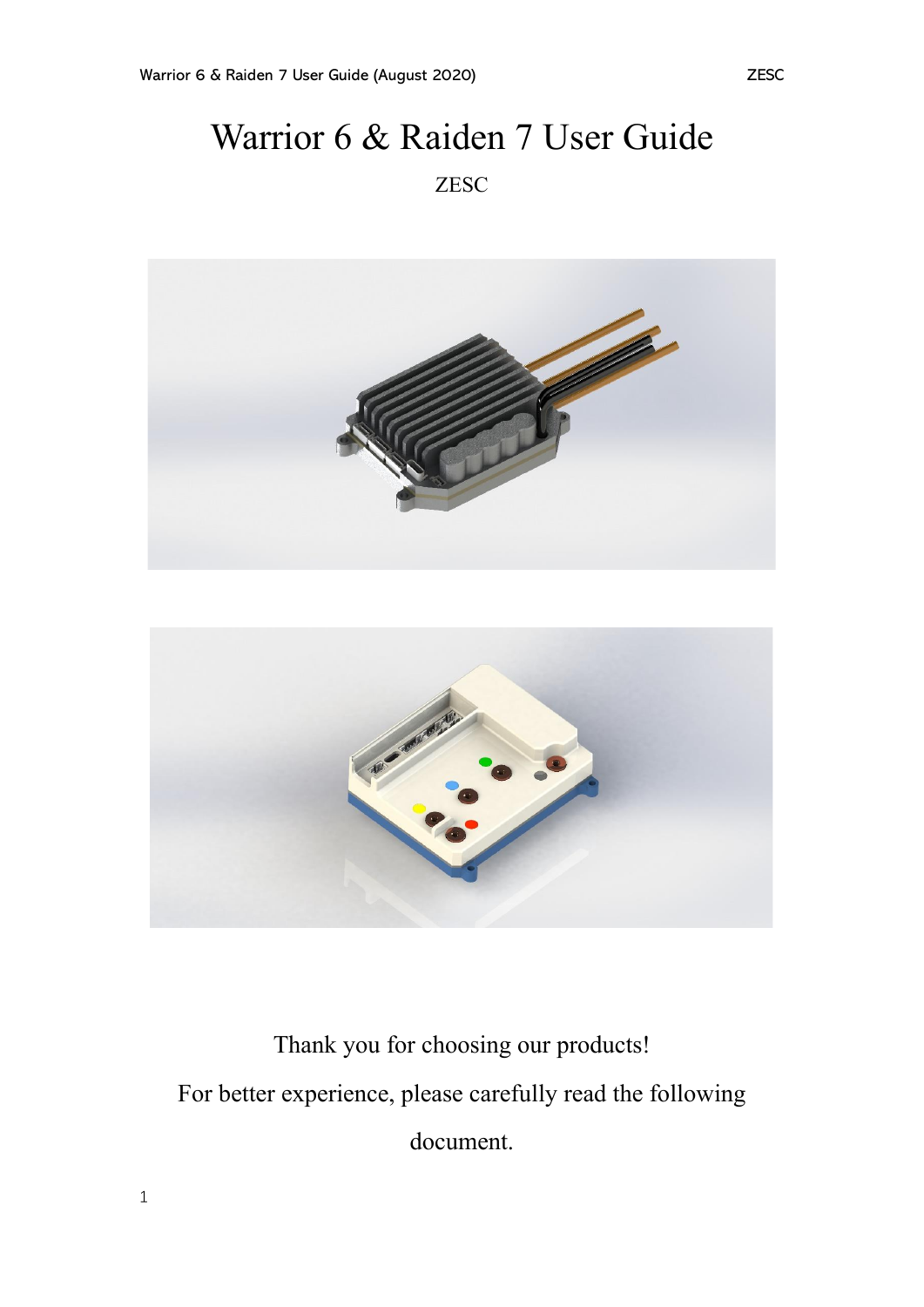# Warrior 6 & Raiden 7 User Guide

ZESC

Thank you for choosing our products!

For better experience, please carefully read the following document.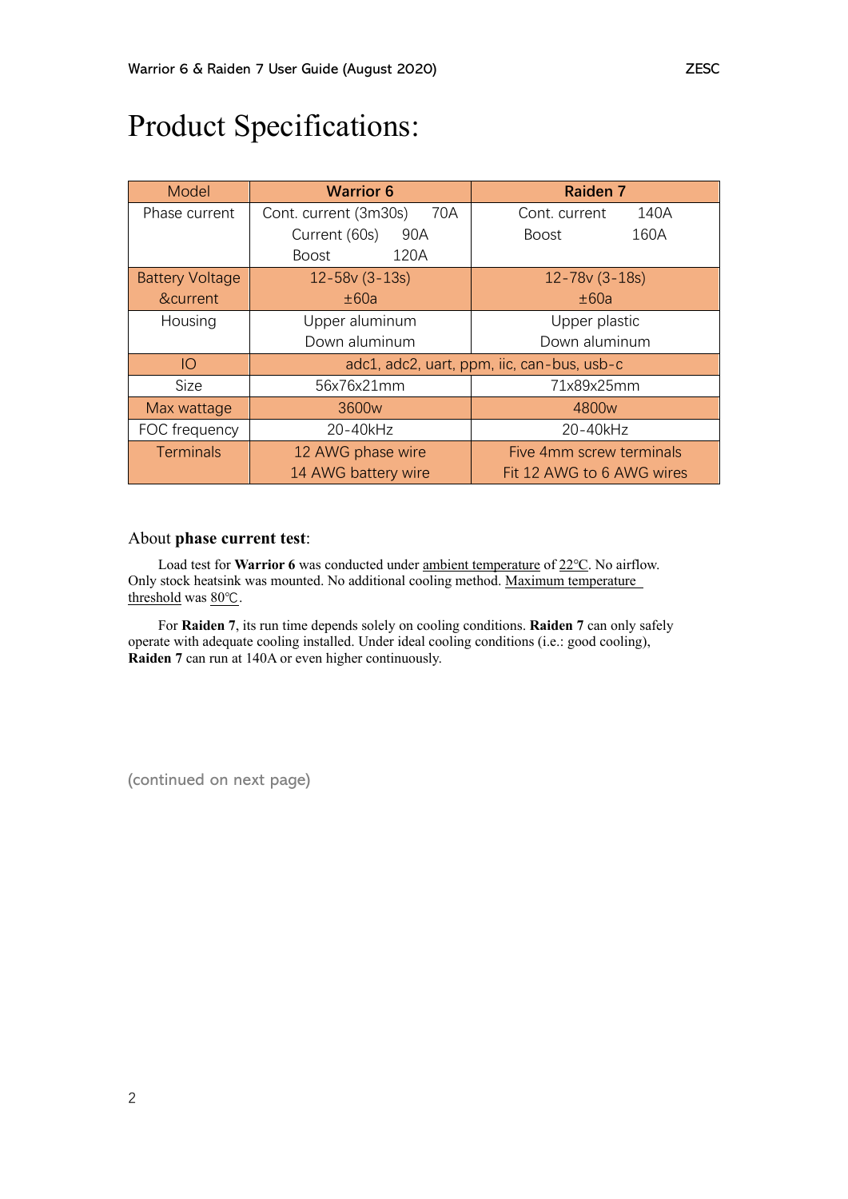# Product Specifications:

| Model | Warrior 6 | Raiden 7 |
|---|---|---|
| Phase current | Cont. current (3m30s) 70A<br>Current (60s) 90A<br>Boost 120A | Cont. current 140A<br>Boost 160A |
| Battery Voltage &current | 12-58v (3-13s)<br>±60a | 12-78v (3-18s)<br>±60a |
| Housing | Upper aluminum<br>Down aluminum | Upper plastic<br>Down aluminum |
| IO | adc1, adc2, uart, ppm, iic, can-bus, usb-c | |
| Size | 56x76x21mm | 71x89x25mm |
| Max wattage | 3600w | 4800w |
| FOC frequency | 20-40kHz | 20-40kHz |
| Terminals | 12 AWG phase wire<br>14 AWG battery wire | Five 4mm screw terminals<br>Fit 12 AWG to 6 AWG wires |

About **phase current test**:

Load test for **Warrior 6** was conducted under ambient temperature of 22℃. No airflow. Only stock heatsink was mounted. No additional cooling method. Maximum temperature threshold was 80℃.

For **Raiden 7**, its run time depends solely on cooling conditions. **Raiden 7** can only safely operate with adequate cooling installed. Under ideal cooling conditions (i.e.: good cooling), **Raiden 7** can run at 140A or even higher continuously.

(continued on next page)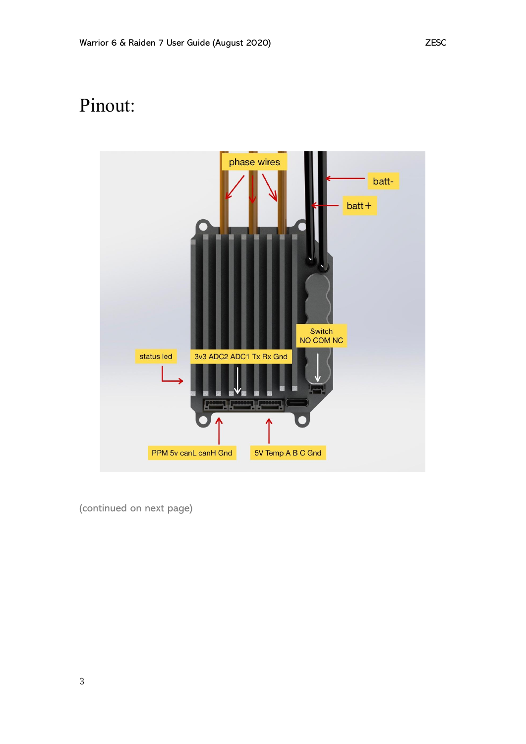# Pinout:

phase wires

batt-

batt+

Switch
NO COM NC

status led

3v3 ADC2 ADC1 Tx Rx Gnd

PPM 5v canL canH Gnd

5V Temp A B C Gnd

(continued on next page)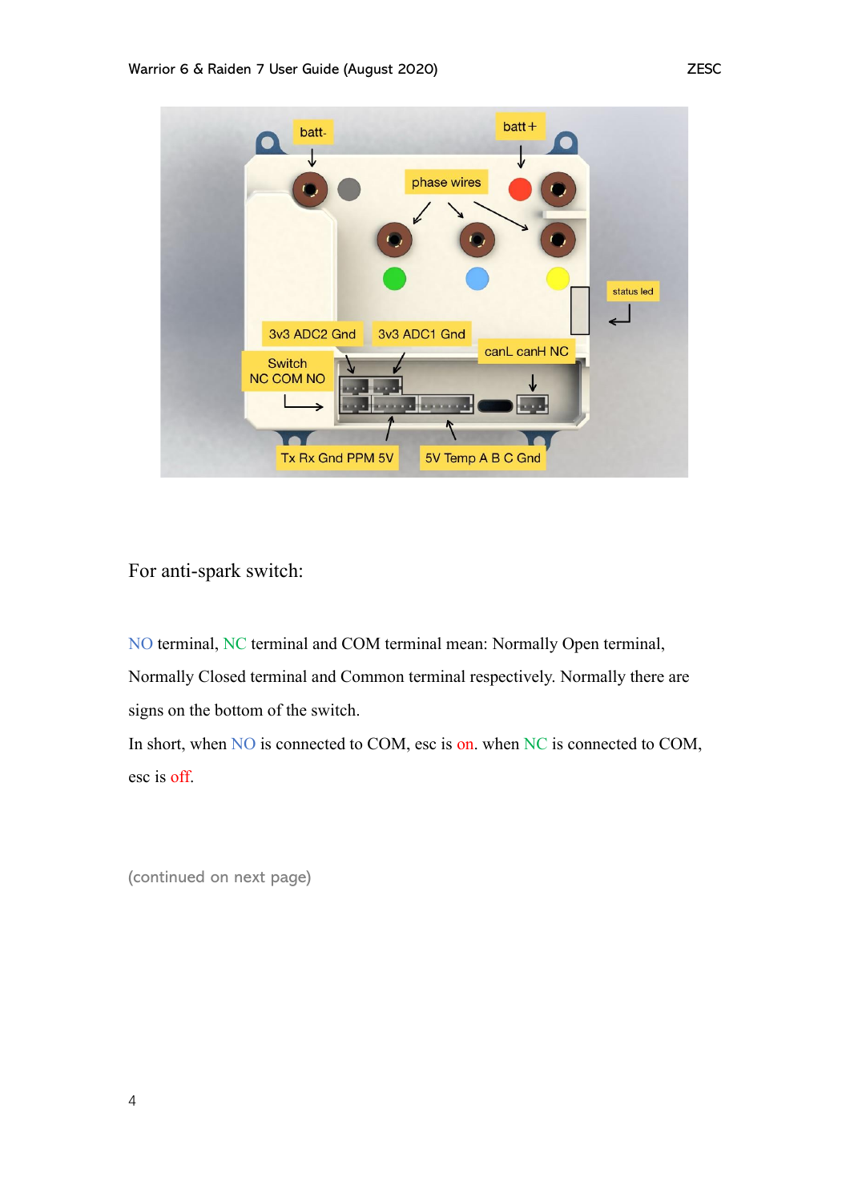For anti-spark switch:

NO terminal, NC terminal and COM terminal mean: Normally Open terminal, Normally Closed terminal and Common terminal respectively. Normally there are signs on the bottom of the switch.

In short, when NO is connected to COM, esc is on. when NC is connected to COM, esc is off.

(continued on next page)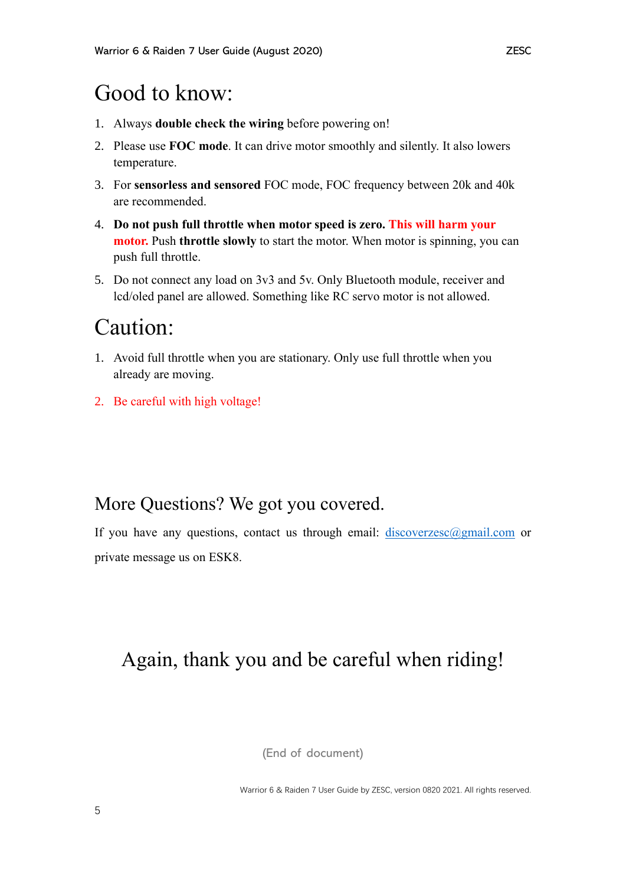# Good to know:

1. Always **double check the wiring** before powering on!
2. Please use **FOC mode**. It can drive motor smoothly and silently. It also lowers temperature.
3. For **sensorless and sensored** FOC mode, FOC frequency between 20k and 40k are recommended.
4. **Do not push full throttle when motor speed is zero. This will harm your motor.** Push **throttle slowly** to start the motor. When motor is spinning, you can push full throttle.
5. Do not connect any load on 3v3 and 5v. Only Bluetooth module, receiver and lcd/oled panel are allowed. Something like RC servo motor is not allowed.

# Caution:

1. Avoid full throttle when you are stationary. Only use full throttle when you already are moving.
2. Be careful with high voltage!

## More Questions? We got you covered.

If you have any questions, contact us through email: discoverzesc@gmail.com or private message us on ESK8.

## Again, thank you and be careful when riding!

(End of document)

Warrior 6 & Raiden 7 User Guide by ZESC, version 0820 2021. All rights reserved.